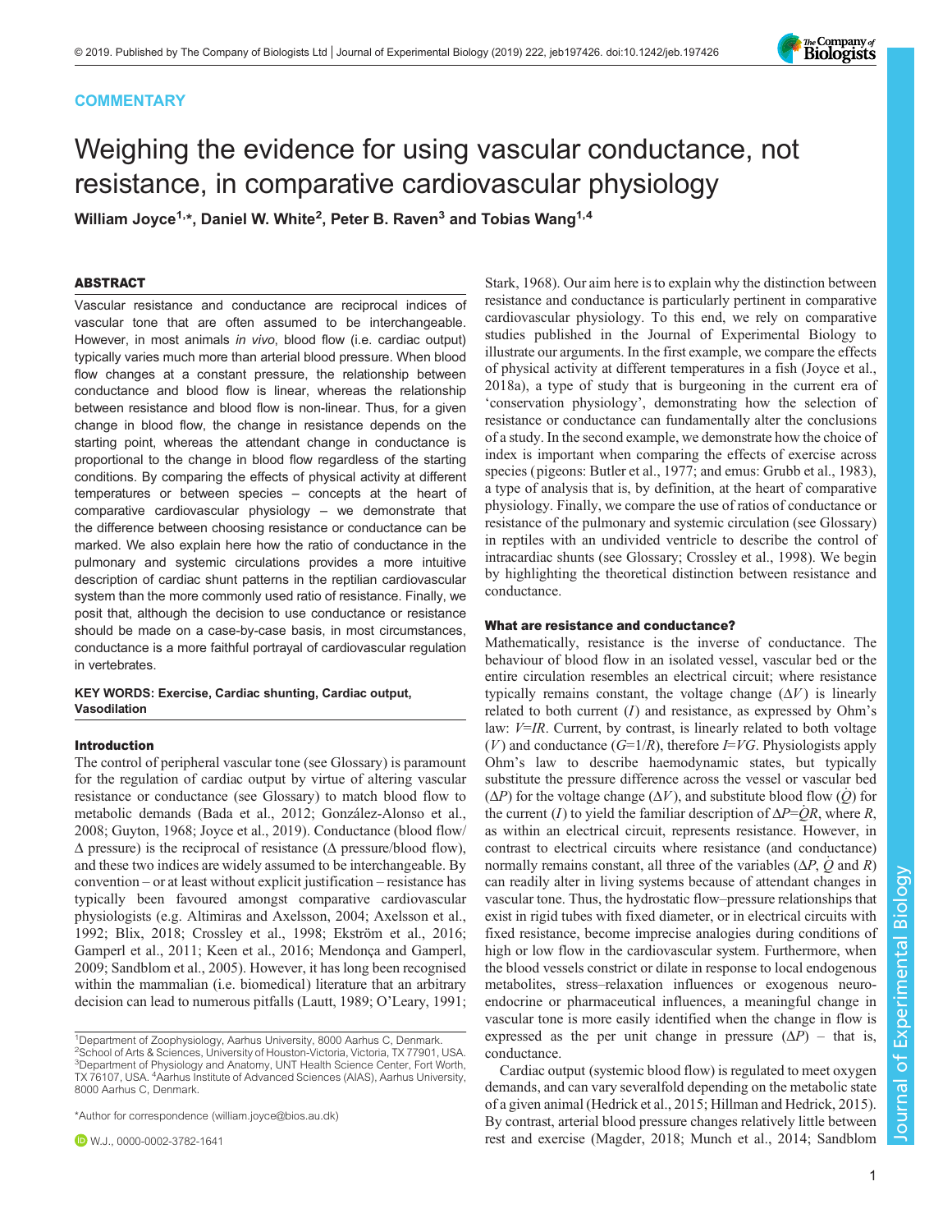COMMENTARY

# Weighing the evidence for using vascular conductance, not resistance, in comparative cardiovascular physiology

**William Joyce[1,*], Daniel W. White[2], Peter B. Raven[3] and Tobias Wang[1,4]**

## ABSTRACT

Vascular resistance and conductance are reciprocal indices of vascular tone that are often assumed to be interchangeable. However, in most animals *in vivo*, blood flow (i.e. cardiac output) typically varies much more than arterial blood pressure. When blood flow changes at a constant pressure, the relationship between conductance and blood flow is linear, whereas the relationship between resistance and blood flow is non-linear. Thus, for a given change in blood flow, the change in resistance depends on the starting point, whereas the attendant change in conductance is proportional to the change in blood flow regardless of the starting conditions. By comparing the effects of physical activity at different temperatures or between species – concepts at the heart of comparative cardiovascular physiology – we demonstrate that the difference between choosing resistance or conductance can be marked. We also explain here how the ratio of conductance in the pulmonary and systemic circulations provides a more intuitive description of cardiac shunt patterns in the reptilian cardiovascular system than the more commonly used ratio of resistance. Finally, we posit that, although the decision to use conductance or resistance should be made on a case-by-case basis, in most circumstances, conductance is a more faithful portrayal of cardiovascular regulation in vertebrates.

**KEY WORDS: Exercise, Cardiac shunting, Cardiac output, Vasodilation**

## Introduction

The control of peripheral vascular tone (see Glossary) is paramount for the regulation of cardiac output by virtue of altering vascular resistance or conductance (see Glossary) to match blood flow to metabolic demands (Bada et al., 2012; González-Alonso et al., 2008; Guyton, 1968; Joyce et al., 2019). Conductance (blood flow/ Δ pressure) is the reciprocal of resistance (Δ pressure/blood flow), and these two indices are widely assumed to be interchangeable. By convention – or at least without explicit justification – resistance has typically been favoured amongst comparative cardiovascular physiologists (e.g. Altimiras and Axelsson, 2004; Axelsson et al., 1992; Blix, 2018; Crossley et al., 1998; Ekström et al., 2016; Gamperl et al., 2011; Keen et al., 2016; Mendonça and Gamperl, 2009; Sandblom et al., 2005). However, it has long been recognised within the mammalian (i.e. biomedical) literature that an arbitrary decision can lead to numerous pitfalls (Lautt, 1989; O'Leary, 1991; Stark, 1968). Our aim here is to explain why the distinction between resistance and conductance is particularly pertinent in comparative cardiovascular physiology. To this end, we rely on comparative studies published in the Journal of Experimental Biology to illustrate our arguments. In the first example, we compare the effects of physical activity at different temperatures in a fish (Joyce et al., 2018a), a type of study that is burgeoning in the current era of 'conservation physiology', demonstrating how the selection of resistance or conductance can fundamentally alter the conclusions of a study. In the second example, we demonstrate how the choice of index is important when comparing the effects of exercise across species (pigeons: Butler et al., 1977; and emus: Grubb et al., 1983), a type of analysis that is, by definition, at the heart of comparative physiology. Finally, we compare the use of ratios of conductance or resistance of the pulmonary and systemic circulation (see Glossary) in reptiles with an undivided ventricle to describe the control of intracardiac shunts (see Glossary; Crossley et al., 1998). We begin by highlighting the theoretical distinction between resistance and conductance.

## What are resistance and conductance?

Mathematically, resistance is the inverse of conductance. The behaviour of blood flow in an isolated vessel, vascular bed or the entire circulation resembles an electrical circuit; where resistance typically remains constant, the voltage change ($\Delta V$) is linearly related to both current ($I$) and resistance, as expressed by Ohm's law: $V=IR$. Current, by contrast, is linearly related to both voltage ($V$) and conductance ($G=1/R$), therefore $I=VG$. Physiologists apply Ohm's law to describe haemodynamic states, but typically substitute the pressure difference across the vessel or vascular bed ($\Delta P$) for the voltage change ($\Delta V$), and substitute blood flow ($\dot{Q}$) for the current ($I$) to yield the familiar description of $\Delta P=\dot{Q}R$, where $R$, as within an electrical circuit, represents resistance. However, in contrast to electrical circuits where resistance (and conductance) normally remains constant, all three of the variables ($\Delta P$, $\dot{Q}$ and $R$) can readily alter in living systems because of attendant changes in vascular tone. Thus, the hydrostatic flow–pressure relationships that exist in rigid tubes with fixed diameter, or in electrical circuits with fixed resistance, become imprecise analogies during conditions of high or low flow in the cardiovascular system. Furthermore, when the blood vessels constrict or dilate in response to local endogenous metabolites, stress–relaxation influences or exogenous neuro-endocrine or pharmacological influences, a meaningful change in vascular tone is more easily identified when the change in flow is expressed as the per unit change in pressure ($\Delta P$) – that is, conductance.

Cardiac output (systemic blood flow) is regulated to meet oxygen demands, and can vary severalfold depending on the metabolic state of a given animal (Hedrick et al., 2015; Hillman and Hedrick, 2015). By contrast, arterial blood pressure changes relatively little between rest and exercise (Magder, 2018; Munch et al., 2014; Sandblom

[1]Department of Zoophysiology, Aarhus University, 8000 Aarhus C, Denmark. [2]School of Arts & Sciences, University of Houston-Victoria, Victoria, TX 77901, USA. [3]Department of Physiology and Anatomy, UNT Health Science Center, Fort Worth, TX 76107, USA. [4]Aarhus Institute of Advanced Sciences (AIAS), Aarhus University, 8000 Aarhus C, Denmark.

*Author for correspondence (william.joyce@bios.au.dk)

W.J., 0000-0002-3782-1641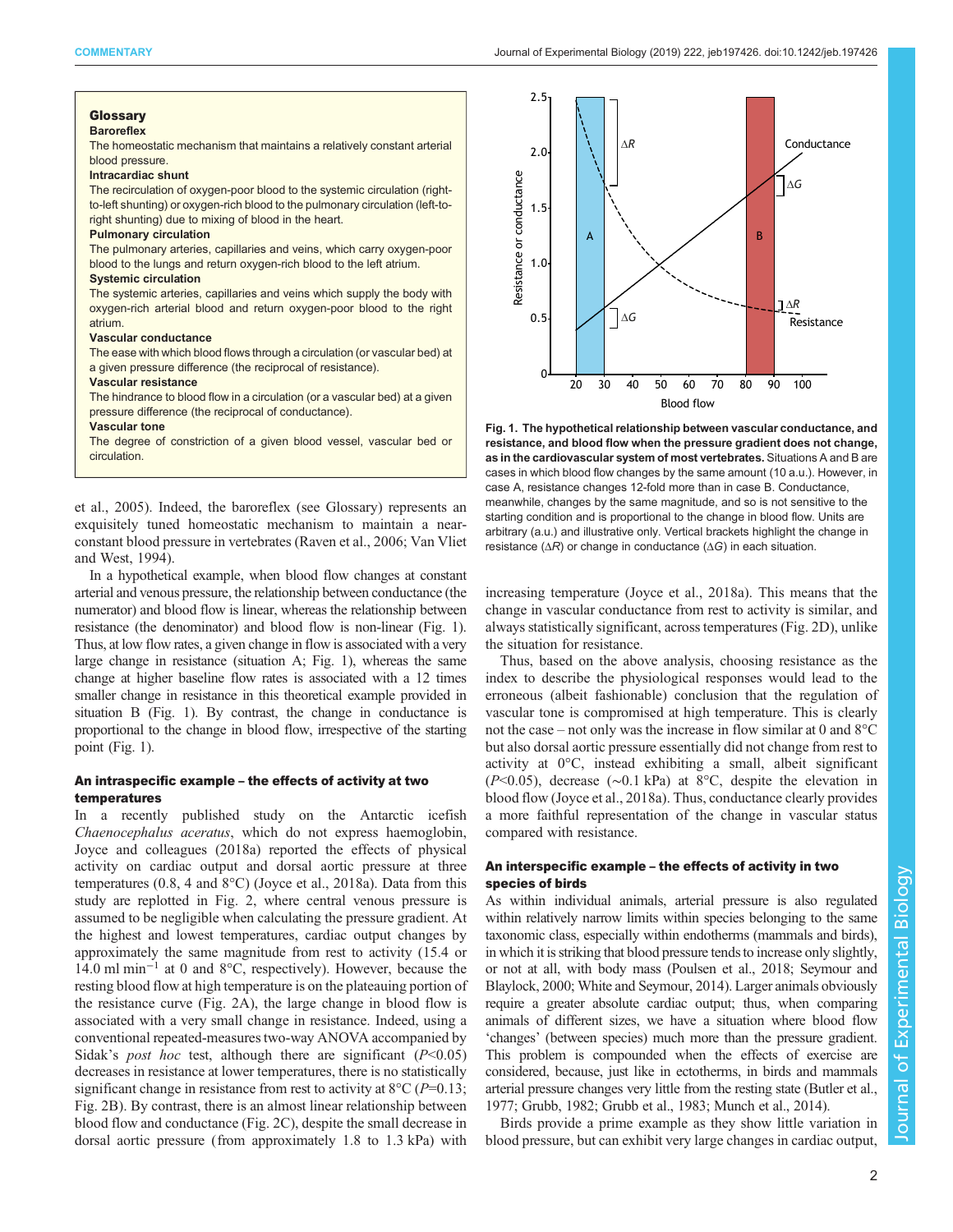> **Glossary**
>
> **Baroreflex**
> The homeostatic mechanism that maintains a relatively constant arterial blood pressure.
>
> **Intracardiac shunt**
> The recirculation of oxygen-poor blood to the systemic circulation (right-to-left shunting) or oxygen-rich blood to the pulmonary circulation (left-to-right shunting) due to mixing of blood in the heart.
>
> **Pulmonary circulation**
> The pulmonary arteries, capillaries and veins, which carry oxygen-poor blood to the lungs and return oxygen-rich blood to the left atrium.
>
> **Systemic circulation**
> The systemic arteries, capillaries and veins which supply the body with oxygen-rich arterial blood and return oxygen-poor blood to the right atrium.
>
> **Vascular conductance**
> The ease with which blood flows through a circulation (or vascular bed) at a given pressure difference (the reciprocal of resistance).
>
> **Vascular resistance**
> The hindrance to blood flow in a circulation (or a vascular bed) at a given pressure difference (the reciprocal of conductance).
>
> **Vascular tone**
> The degree of constriction of a given blood vessel, vascular bed or circulation.

et al., 2005). Indeed, the baroreflex (see Glossary) represents an exquisitely tuned homeostatic mechanism to maintain a near-constant blood pressure in vertebrates (Raven et al., 2006; Van Vliet and West, 1994).

In a hypothetical example, when blood flow changes at constant arterial and venous pressure, the relationship between conductance (the numerator) and blood flow is linear, whereas the relationship between resistance (the denominator) and blood flow is non-linear (Fig. 1). Thus, at low flow rates, a given change in flow is associated with a very large change in resistance (situation A; Fig. 1), whereas the same change at higher baseline flow rates is associated with a 12 times smaller change in resistance in this theoretical example provided in situation B (Fig. 1). By contrast, the change in conductance is proportional to the change in blood flow, irrespective of the starting point (Fig. 1).

**Fig. 1. The hypothetical relationship between vascular conductance, and resistance, and blood flow when the pressure gradient does not change, as in the cardiovascular system of most vertebrates.** Situations A and B are cases in which blood flow changes by the same amount (10 a.u.). However, in case A, resistance changes 12-fold more than in case B. Conductance, meanwhile, changes by the same magnitude, and so is not sensitive to the starting condition and is proportional to the change in blood flow. Units are arbitrary (a.u.) and illustrative only. Vertical brackets highlight the change in resistance ($\Delta R$) or change in conductance ($\Delta G$) in each situation.

### An intraspecific example – the effects of activity at two temperatures

In a recently published study on the Antarctic icefish *Chaenocephalus aceratus*, which do not express haemoglobin, Joyce and colleagues (2018a) reported the effects of physical activity on cardiac output and dorsal aortic pressure at three temperatures (0.8, 4 and 8°C) (Joyce et al., 2018a). Data from this study are replotted in Fig. 2, where central venous pressure is assumed to be negligible when calculating the pressure gradient. At the highest and lowest temperatures, cardiac output changes by approximately the same magnitude from rest to activity (15.4 or 14.0 ml min$^{-1}$ at 0 and 8°C, respectively). However, because the resting blood flow at high temperature is on the plateauing portion of the resistance curve (Fig. 2A), the large change in blood flow is associated with a very small change in resistance. Indeed, using a conventional repeated-measures two-way ANOVA accompanied by Sidak's *post hoc* test, although there are significant ($P$<0.05) decreases in resistance at lower temperatures, there is no statistically significant change in resistance from rest to activity at 8°C ($P$=0.13; Fig. 2B). By contrast, there is an almost linear relationship between blood flow and conductance (Fig. 2C), despite the small decrease in dorsal aortic pressure (from approximately 1.8 to 1.3 kPa) with increasing temperature (Joyce et al., 2018a). This means that the change in vascular conductance from rest to activity is similar, and always statistically significant, across temperatures (Fig. 2D), unlike the situation for resistance.

Thus, based on the above analysis, choosing resistance as the index to describe the physiological responses would lead to the erroneous (albeit fashionable) conclusion that the regulation of vascular tone is compromised at high temperature. This is clearly not the case – not only was the increase in flow similar at 0 and 8°C but also dorsal aortic pressure essentially did not change from rest to activity at 0°C, instead exhibiting a small, albeit significant ($P$<0.05), decrease (~0.1 kPa) at 8°C, despite the elevation in blood flow (Joyce et al., 2018a). Thus, conductance clearly provides a more faithful representation of the change in vascular status compared with resistance.

### An interspecific example – the effects of activity in two species of birds

As within individual animals, arterial pressure is also regulated within relatively narrow limits within species belonging to the same taxonomic class, especially within endotherms (mammals and birds), in which it is striking that blood pressure tends to increase only slightly, or not at all, with body mass (Poulsen et al., 2018; Seymour and Blaylock, 2000; White and Seymour, 2014). Larger animals obviously require a greater absolute cardiac output; thus, when comparing animals of different sizes, we have a situation where blood flow 'changes' (between species) much more than the pressure gradient. This problem is compounded when the effects of exercise are considered, because, just like in ectotherms, in birds and mammals arterial pressure changes very little from the resting state (Butler et al., 1977; Grubb, 1982; Grubb et al., 1983; Munch et al., 2014).

Birds provide a prime example as they show little variation in blood pressure, but can exhibit very large changes in cardiac output,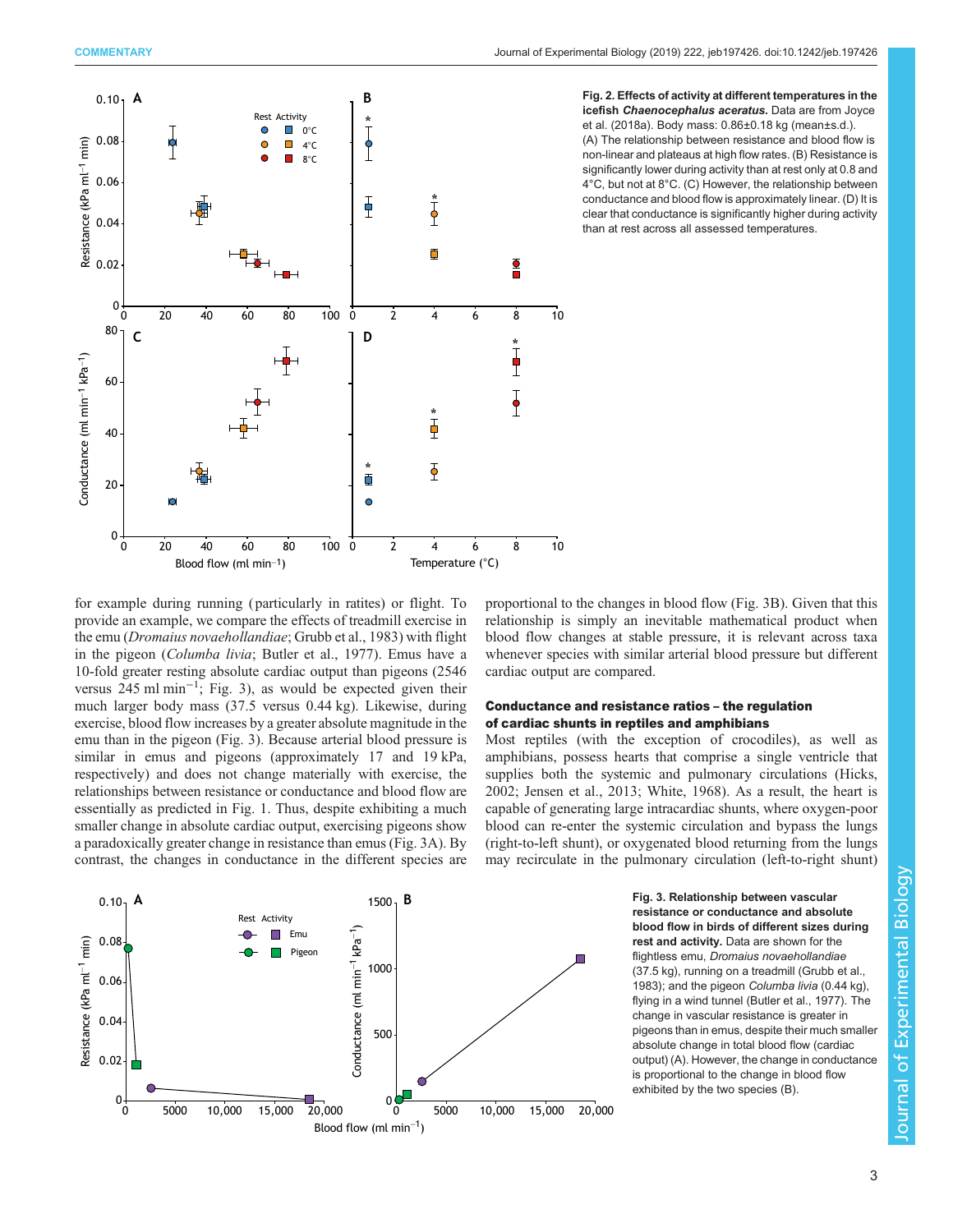**Fig. 2. Effects of activity at different temperatures in the icefish *Chaenocephalus aceratus*.** Data are from Joyce et al. (2018a). Body mass: 0.86±0.18 kg (mean±s.d.). (A) The relationship between resistance and blood flow is non-linear and plateaus at high flow rates. (B) Resistance is significantly lower during activity than at rest only at 0.8 and 4°C, but not at 8°C. (C) However, the relationship between conductance and blood flow is approximately linear. (D) It is clear that conductance is significantly higher during activity than at rest across all assessed temperatures.

for example during running (particularly in ratites) or flight. To provide an example, we compare the effects of treadmill exercise in the emu (*Dromaius novaehollandiae*; Grubb et al., 1983) with flight in the pigeon (*Columba livia*; Butler et al., 1977). Emus have a 10-fold greater resting absolute cardiac output than pigeons (2546 versus 245 ml min$^{-1}$; Fig. 3), as would be expected given their much larger body mass (37.5 versus 0.44 kg). Likewise, during exercise, blood flow increases by a greater absolute magnitude in the emu than in the pigeon (Fig. 3). Because arterial blood pressure is similar in emus and pigeons (approximately 17 and 19 kPa, respectively) and does not change materially with exercise, the relationships between resistance or conductance and blood flow are essentially as predicted in Fig. 1. Thus, despite exhibiting a much smaller change in absolute cardiac output, exercising pigeons show a paradoxically greater change in resistance than emus (Fig. 3A). By contrast, the changes in conductance in the different species are proportional to the changes in blood flow (Fig. 3B). Given that this relationship is simply an inevitable mathematical product when blood flow changes at stable pressure, it is relevant across taxa whenever species with similar arterial blood pressure but different cardiac output are compared.

### Conductance and resistance ratios – the regulation of cardiac shunts in reptiles and amphibians

Most reptiles (with the exception of crocodiles), as well as amphibians, possess hearts that comprise a single ventricle that supplies both the systemic and pulmonary circulations (Hicks, 2002; Jensen et al., 2013; White, 1968). As a result, the heart is capable of generating large intracardiac shunts, where oxygen-poor blood can re-enter the systemic circulation and bypass the lungs (right-to-left shunt), or oxygenated blood returning from the lungs may recirculate in the pulmonary circulation (left-to-right shunt)

**Fig. 3. Relationship between vascular resistance or conductance and absolute blood flow in birds of different sizes during rest and activity.** Data are shown for the flightless emu, *Dromaius novaehollandiae* (37.5 kg), running on a treadmill (Grubb et al., 1983); and the pigeon *Columba livia* (0.44 kg), flying in a wind tunnel (Butler et al., 1977). The change in vascular resistance is greater in pigeons than in emus, despite their much smaller absolute change in total blood flow (cardiac output) (A). However, the change in conductance is proportional to the change in blood flow exhibited by the two species (B).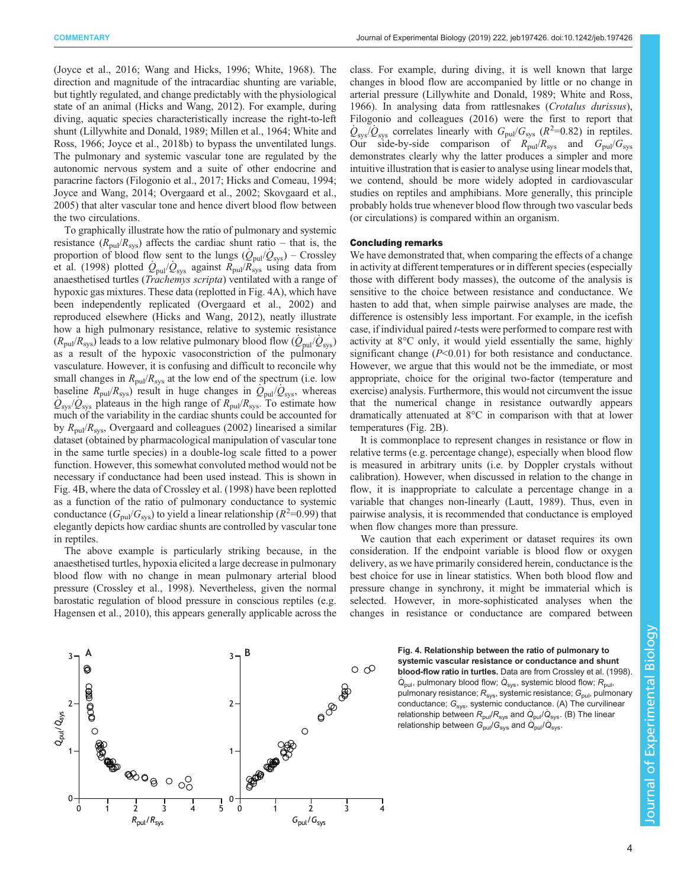(Joyce et al., 2016; Wang and Hicks, 1996; White, 1968). The direction and magnitude of the intracardiac shunting are variable, but tightly regulated, and change predictably with the physiological state of an animal (Hicks and Wang, 2012). For example, during diving, aquatic species characteristically increase the right-to-left shunt (Lillywhite and Donald, 1989; Millen et al., 1964; White and Ross, 1966; Joyce et al., 2018b) to bypass the unventilated lungs. The pulmonary and systemic vascular tone are regulated by the autonomic nervous system and a suite of other endocrine and paracrine factors (Filogonio et al., 2017; Hicks and Comeau, 1994; Joyce and Wang, 2014; Overgaard et al., 2002; Skovgaard et al., 2005) that alter vascular tone and hence divert blood flow between the two circulations.

To graphically illustrate how the ratio of pulmonary and systemic resistance ($R_{pul}/R_{sys}$) affects the cardiac shunt ratio – that is, the proportion of blood flow sent to the lungs ($\dot{Q}_{pul}/\dot{Q}_{sys}$) – Crossley et al. (1998) plotted $\dot{Q}_{pul}/\dot{Q}_{sys}$ against $R_{pul}/R_{sys}$ using data from anaesthetised turtles (*Trachemys scripta*) ventilated with a range of hypoxic gas mixtures. These data (replotted in Fig. 4A), which have been independently replicated (Overgaard et al., 2002) and reproduced elsewhere (Hicks and Wang, 2012), neatly illustrate how a high pulmonary resistance, relative to systemic resistance ($R_{pul}/R_{sys}$) leads to a low relative pulmonary blood flow ($\dot{Q}_{pul}/\dot{Q}_{sys}$) as a result of the hypoxic vasoconstriction of the pulmonary vasculature. However, it is confusing and difficult to reconcile why small changes in $R_{pul}/R_{sys}$ at the low end of the spectrum (i.e. low baseline $R_{pul}/R_{sys}$) result in huge changes in $\dot{Q}_{pul}/\dot{Q}_{sys}$, whereas $\dot{Q}_{sys}/\dot{Q}_{sys}$ plateaus in the high range of $R_{pul}/R_{sys}$. To estimate how much of the variability in the cardiac shunts could be accounted for by $R_{pul}/R_{sys}$, Overgaard and colleagues (2002) linearised a similar dataset (obtained by pharmacological manipulation of vascular tone in the same turtle species) in a double-log scale fitted to a power function. However, this somewhat convoluted method would not be necessary if conductance had been used instead. This is shown in Fig. 4B, where the data of Crossley et al. (1998) have been replotted as a function of the ratio of pulmonary conductance to systemic conductance ($G_{pul}/G_{sys}$) to yield a linear relationship ($R^2$=0.99) that elegantly depicts how cardiac shunts are controlled by vascular tone in reptiles.

The above example is particularly striking because, in the anaesthetised turtles, hypoxia elicited a large decrease in pulmonary blood flow with no change in mean pulmonary arterial blood pressure (Crossley et al., 1998). Nevertheless, given the normal barostatic regulation of blood pressure in conscious reptiles (e.g. Hagensen et al., 2010), this appears generally applicable across the class. For example, during diving, it is well known that large changes in blood flow are accompanied by little or no change in arterial pressure (Lillywhite and Donald, 1989; White and Ross, 1966). In analysing data from rattlesnakes (*Crotalus durissus*), Filogonio and colleagues (2016) were the first to report that $\dot{Q}_{sys}/\dot{Q}_{sys}$ correlates linearly with $G_{pul}/G_{sys}$ ($R^2$=0.82) in reptiles. Our side-by-side comparison of $R_{pul}/R_{sys}$ and $G_{pul}/G_{sys}$ demonstrates clearly why the latter produces a simpler and more intuitive illustration that is easier to analyse using linear models that, we contend, should be more widely adopted in cardiovascular studies on reptiles and amphibians. More generally, this principle probably holds true whenever blood flow through two vascular beds (or circulations) is compared within an organism.

## Concluding remarks

We have demonstrated that, when comparing the effects of a change in activity at different temperatures or in different species (especially those with different body masses), the outcome of the analysis is sensitive to the choice between resistance and conductance. We hasten to add that, when simple pairwise analyses are made, the difference is ostensibly less important. For example, in the icefish case, if individual paired *t*-tests were performed to compare rest with activity at 8°C only, it would yield essentially the same, highly significant change ($P$<0.01) for both resistance and conductance. However, we argue that this would not be the immediate, or most appropriate, choice for the original two-factor (temperature and exercise) analysis. Furthermore, this would not circumvent the issue that the numerical change in resistance outwardly appears dramatically attenuated at 8°C in comparison with that at lower temperatures (Fig. 2B).

It is commonplace to represent changes in resistance or flow in relative terms (e.g. percentage change), especially when blood flow is measured in arbitrary units (i.e. by Doppler crystals without calibration). However, when discussed in relation to the change in flow, it is inappropriate to calculate a percentage change in a variable that changes non-linearly (Lautt, 1989). Thus, even in pairwise analysis, it is recommended that conductance is employed when flow changes more than pressure.

We caution that each experiment or dataset requires its own consideration. If the endpoint variable is blood flow or oxygen delivery, as we have primarily considered herein, conductance is the best choice for use in linear statistics. When both blood flow and pressure change in synchrony, it might be immaterial which is selected. However, in more-sophisticated analyses when the changes in resistance or conductance are compared between

**Fig. 4. Relationship between the ratio of pulmonary to systemic vascular resistance or conductance and shunt blood-flow ratio in turtles.** Data are from Crossley et al. (1998). $\dot{Q}_{pul}$, pulmonary blood flow; $\dot{Q}_{sys}$, systemic blood flow; $R_{pul}$, pulmonary resistance; $R_{sys}$, systemic resistance; $G_{pul}$, pulmonary conductance; $G_{sys}$, systemic conductance. (A) The curvilinear relationship between $R_{pul}/R_{sys}$ and $\dot{Q}_{pul}/\dot{Q}_{sys}$. (B) The linear relationship between $G_{pul}/G_{sys}$ and $\dot{Q}_{pul}/\dot{Q}_{sys}$.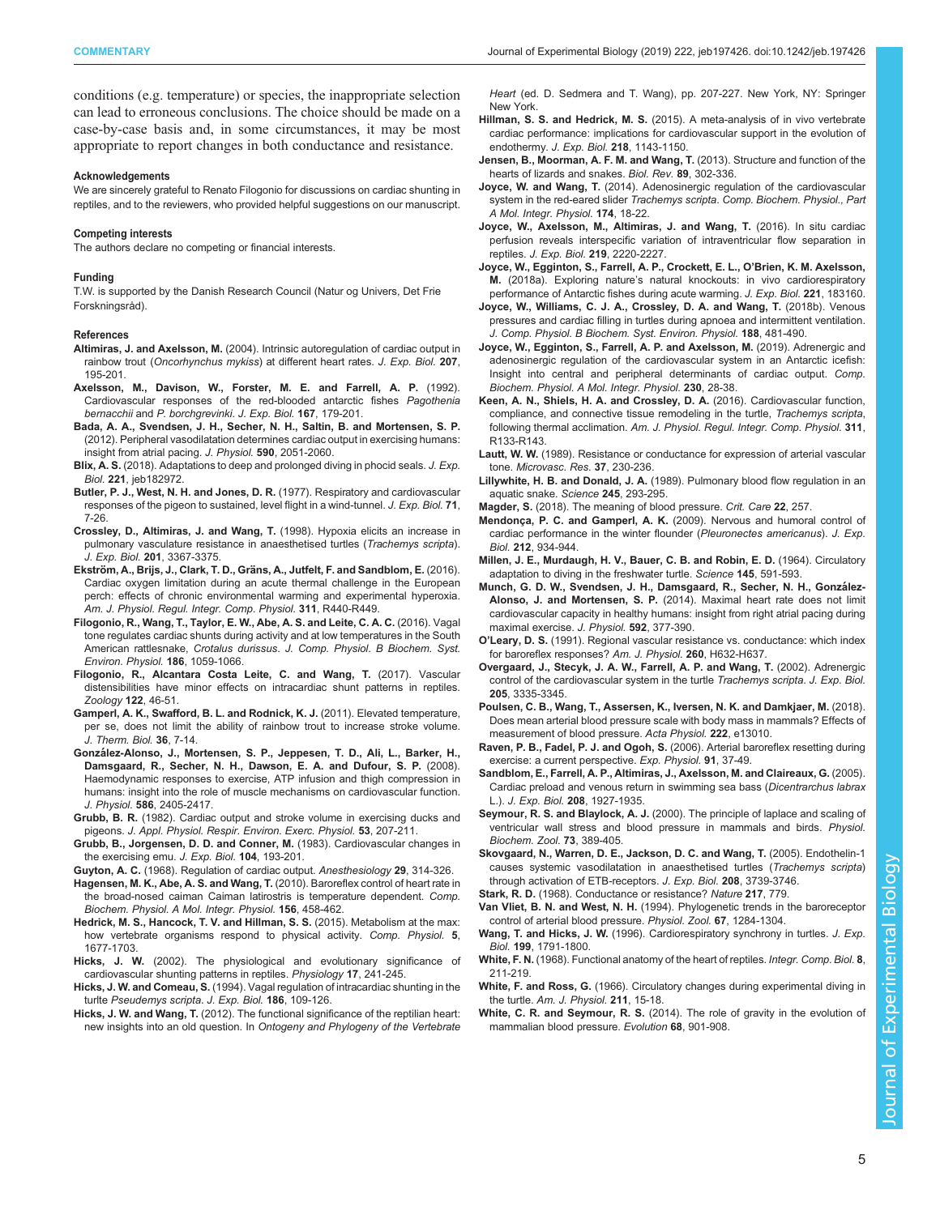conditions (e.g. temperature) or species, the inappropriate selection can lead to erroneous conclusions. The choice should be made on a case-by-case basis and, in some circumstances, it may be most appropriate to report changes in both conductance and resistance.

#### Acknowledgements

We are sincerely grateful to Renato Filogonio for discussions on cardiac shunting in reptiles, and to the reviewers, who provided helpful suggestions on our manuscript.

#### Competing interests

The authors declare no competing or financial interests.

#### Funding

T.W. is supported by the Danish Research Council (Natur og Univers, Det Frie Forskningsråd).

#### References

**Altimiras, J. and Axelsson, M.** (2004). Intrinsic autoregulation of cardiac output in rainbow trout (*Oncorhynchus mykiss*) at different heart rates. *J. Exp. Biol.* **207**, 195-201.

**Axelsson, M., Davison, W., Forster, M. E. and Farrell, A. P.** (1992). Cardiovascular responses of the red-blooded antarctic fishes *Pagothenia bernacchii* and *P. borchgrevinki*. *J. Exp. Biol.* **167**, 179-201.

**Bada, A. A., Svendsen, J. H., Secher, N. H., Saltin, B. and Mortensen, S. P.** (2012). Peripheral vasodilatation determines cardiac output in exercising humans: insight from atrial pacing. *J. Physiol.* **590**, 2051-2060.

**Blix, A. S.** (2018). Adaptations to deep and prolonged diving in phocid seals. *J. Exp. Biol.* **221**, jeb182972.

**Butler, P. J., West, N. H. and Jones, D. R.** (1977). Respiratory and cardiovascular responses of the pigeon to sustained, level flight in a wind-tunnel. *J. Exp. Biol.* **71**, 7-26.

**Crossley, D., Altimiras, J. and Wang, T.** (1998). Hypoxia elicits an increase in pulmonary vasculature resistance in anaesthetised turtles (*Trachemys scripta*). *J. Exp. Biol.* **201**, 3367-3375.

**Ekström, A., Brijs, J., Clark, T. D., Gräns, A., Jutfelt, F. and Sandblom, E.** (2016). Cardiac oxygen limitation during an acute thermal challenge in the European perch: effects of chronic environmental warming and experimental hyperoxia. *Am. J. Physiol. Regul. Integr. Comp. Physiol.* **311**, R440-R449.

**Filogonio, R., Wang, T., Taylor, E. W., Abe, A. S. and Leite, C. A. C.** (2016). Vagal tone regulates cardiac shunts during activity and at low temperatures in the South American rattlesnake, *Crotalus durissus*. *J. Comp. Physiol. B Biochem. Syst. Environ. Physiol.* **186**, 1059-1066.

**Filogonio, R., Alcantara Costa Leite, C. and Wang, T.** (2017). Vascular distensibilities have minor effects on intracardiac shunt patterns in reptiles. *Zoology* **122**, 46-51.

**Gamperl, A. K., Swafford, B. L. and Rodnick, K. J.** (2011). Elevated temperature, per se, does not limit the ability of rainbow trout to increase stroke volume. *J. Therm. Biol.* **36**, 7-14.

**González-Alonso, J., Mortensen, S. P., Jeppesen, T. D., Ali, L., Barker, H., Damsgaard, R., Secher, N. H., Dawson, E. A. and Dufour, S. P.** (2008). Haemodynamic responses to exercise, ATP infusion and thigh compression in humans: insight into the role of muscle mechanisms on cardiovascular function. *J. Physiol.* **586**, 2405-2417.

**Grubb, B. R.** (1982). Cardiac output and stroke volume in exercising ducks and pigeons. *J. Appl. Physiol. Respir. Environ. Exerc. Physiol.* **53**, 207-211.

**Grubb, B., Jorgensen, D. D. and Conner, M.** (1983). Cardiovascular changes in the exercising emu. *J. Exp. Biol.* **104**, 193-201.

**Guyton, A. C.** (1968). Regulation of cardiac output. *Anesthesiology* **29**, 314-326.

**Hagensen, M. K., Abe, A. S. and Wang, T.** (2010). Baroreflex control of heart rate in the broad-nosed caiman Caiman latirostris is temperature dependent. *Comp. Biochem. Physiol. A Mol. Integr. Physiol.* **156**, 458-462.

**Hedrick, M. S., Hancock, T. V. and Hillman, S. S.** (2015). Metabolism at the max: how vertebrate organisms respond to physical activity. *Comp. Physiol.* **5**, 1677-1703.

**Hicks, J. W.** (2002). The physiological and evolutionary significance of cardiovascular shunting patterns in reptiles. *Physiology* **17**, 241-245.

**Hicks, J. W. and Comeau, S.** (1994). Vagal regulation of intracardiac shunting in the turtle *Pseudemys scripta*. *J. Exp. Biol.* **186**, 109-126.

**Hicks, J. W. and Wang, T.** (2012). The functional significance of the reptilian heart: new insights into an old question. In *Ontogeny and Phylogeny of the Vertebrate Heart* (ed. D. Sedmera and T. Wang), pp. 207-227. New York, NY: Springer New York.

**Hillman, S. S. and Hedrick, M. S.** (2015). A meta-analysis of in vivo vertebrate cardiac performance: implications for cardiovascular support in the evolution of endothermy. *J. Exp. Biol.* **218**, 1143-1150.

**Jensen, B., Moorman, A. F. M. and Wang, T.** (2013). Structure and function of the hearts of lizards and snakes. *Biol. Rev.* **89**, 302-336.

**Joyce, W. and Wang, T.** (2014). Adenosinergic regulation of the cardiovascular system in the red-eared slider *Trachemys scripta*. *Comp. Biochem. Physiol., Part A Mol. Integr. Physiol.* **174**, 18-22.

**Joyce, W., Axelsson, M., Altimiras, J. and Wang, T.** (2016). In situ cardiac perfusion reveals interspecific variation of intraventricular flow separation in reptiles. *J. Exp. Biol.* **219**, 2220-2227.

**Joyce, W., Egginton, S., Farrell, A. P., Crockett, E. L., O'Brien, K. M. Axelsson, M.** (2018a). Exploring nature's natural knockouts: in vivo cardiorespiratory performance of Antarctic fishes during acute warming. *J. Exp. Biol.* **221**, 183160.

**Joyce, W., Williams, C. J. A., Crossley, D. A. and Wang, T.** (2018b). Venous pressures and cardiac filling in turtles during apnoea and intermittent ventilation. *J. Comp. Physiol. B Biochem. Syst. Environ. Physiol.* **188**, 481-490.

**Joyce, W., Egginton, S., Farrell, A. P. and Axelsson, M.** (2019). Adrenergic and adenosinergic regulation of the cardiovascular system in an Antarctic icefish: Insight into central and peripheral determinants of cardiac output. *Comp. Biochem. Physiol. A Mol. Integr. Physiol.* **230**, 28-38.

**Keen, A. N., Shiels, H. A. and Crossley, D. A.** (2016). Cardiovascular function, compliance, and connective tissue remodeling in the turtle, *Trachemys scripta*, following thermal acclimation. *Am. J. Physiol. Regul. Integr. Comp. Physiol.* **311**, R133-R143.

**Lautt, W. W.** (1989). Resistance or conductance for expression of arterial vascular tone. *Microvasc. Res.* **37**, 230-236.

**Lillywhite, H. B. and Donald, J. A.** (1989). Pulmonary blood flow regulation in an aquatic snake. *Science* **245**, 293-295.

**Magder, S.** (2018). The meaning of blood pressure. *Crit. Care* **22**, 257.

**Mendonça, P. C. and Gamperl, A. K.** (2009). Nervous and humoral control of cardiac performance in the winter flounder (*Pleuronectes americanus*). *J. Exp. Biol.* **212**, 934-944.

**Millen, J. E., Murdaugh, H. V., Bauer, C. B. and Robin, E. D.** (1964). Circulatory adaptation to diving in the freshwater turtle. *Science* **145**, 591-593.

**Munch, G. D. W., Svendsen, J. H., Damsgaard, R., Secher, N. H., González-Alonso, J. and Mortensen, S. P.** (2014). Maximal heart rate does not limit cardiovascular capacity in healthy humans: insight from right atrial pacing during maximal exercise. *J. Physiol.* **592**, 377-390.

**O'Leary, D. S.** (1991). Regional vascular resistance vs. conductance: which index for baroreflex responses? *Am. J. Physiol.* **260**, H632-H637.

**Overgaard, J., Stecyk, J. A. W., Farrell, A. P. and Wang, T.** (2002). Adrenergic control of the cardiovascular system in the turtle *Trachemys scripta*. *J. Exp. Biol.* **205**, 3335-3345.

**Poulsen, C. B., Wang, T., Assersen, K., Iversen, N. K. and Damkjaer, M.** (2018). Does mean arterial blood pressure scale with body mass in mammals? Effects of measurement of blood pressure. *Acta Physiol.* **222**, e13010.

**Raven, P. B., Fadel, P. J. and Ogoh, S.** (2006). Arterial baroreflex resetting during exercise: a current perspective. *Exp. Physiol.* **91**, 37-49.

**Sandblom, E., Farrell, A. P., Altimiras, J., Axelsson, M. and Claireaux, G.** (2005). Cardiac preload and venous return in swimming sea bass (*Dicentrarchus labrax* L.). *J. Exp. Biol.* **208**, 1927-1935.

**Seymour, R. S. and Blaylock, A. J.** (2000). The principle of laplace and scaling of ventricular wall stress and blood pressure in mammals and birds. *Physiol. Biochem. Zool.* **73**, 389-405.

**Skovgaard, N., Warren, D. E., Jackson, D. C. and Wang, T.** (2005). Endothelin-1 causes systemic vasodilatation in anaesthetised turtles (*Trachemys scripta*) through activation of ETB-receptors. *J. Exp. Biol.* **208**, 3739-3746.

**Stark, R. D.** (1968). Conductance or resistance? *Nature* **217**, 779.

**Van Vliet, B. N. and West, N. H.** (1994). Phylogenetic trends in the baroreceptor control of arterial blood pressure. *Physiol. Zool.* **67**, 1284-1304.

**Wang, T. and Hicks, J. W.** (1996). Cardiorespiratory synchrony in turtles. *J. Exp. Biol.* **199**, 1791-1800.

**White, F. N.** (1968). Functional anatomy of the heart of reptiles. *Integr. Comp. Biol.* **8**, 211-219.

**White, F. and Ross, G.** (1966). Circulatory changes during experimental diving in the turtle. *Am. J. Physiol.* **211**, 15-18.

**White, C. R. and Seymour, R. S.** (2014). The role of gravity in the evolution of mammalian blood pressure. *Evolution* **68**, 901-908.